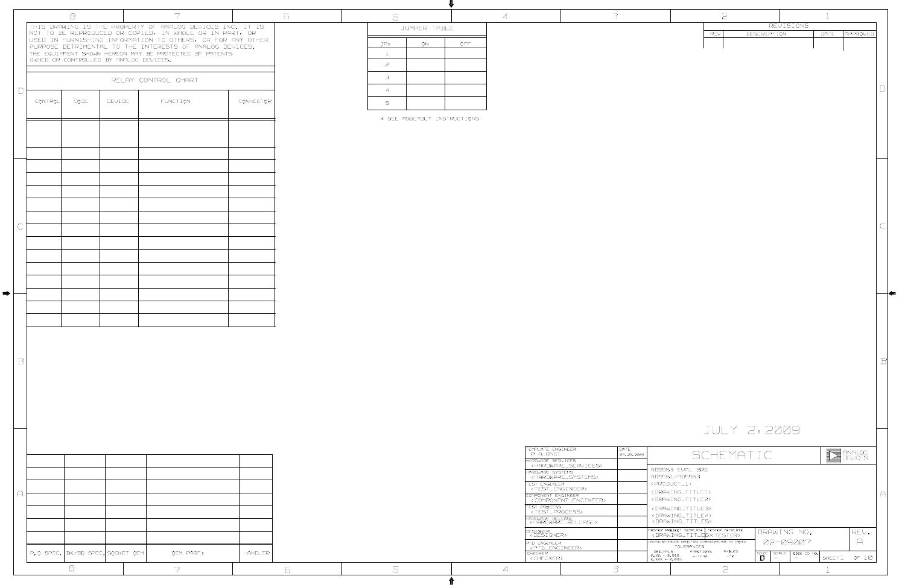THIS DRAWING IS THE PROPERTY OF ANALOG DEVICES INC. IT IS NOT TO BE REPRODUCED OR COPIED, IN WHOLE OR IN PART, OR USED IN FURNISHING INFORMATION TO OTHERS, OR FOR ANY OTHER PURPOSE DETRIMENTAL TO THE INTERESTS OF ANALOG DEVICES. THE EQUIPMENT SHOWN HEREON MAY BE PROTECTED BY PATENTS OWNED OR CONTROLLED BY ANALOG DEVICES.

## RELAY CONTROL CHART

| CONTROL | CODE | DEVICE | FUNCTION | CONNECTOR |
|---|---|---|---|---|
| | | | | |

## JUMPER TABLE

| JP# | ON | OFF |
|---|---|---|
| 1 | | |
| 2 | | |
| 3 | | |
| 4 | | |
| 5 | | |

* SEE ASSEMBLY INSTRUCTIONS

## REVISIONS

| REV | DESCRIPTION | DATE | APPROVED |
|---|---|---|---|
| | | | |

| P.O SPEC. | BK/BD SPEC. | SOCKET OEM | OEM PART# | HANDLER |
|---|---|---|---|---|
| | | | | |

JULY 2, 2009

# SCHEMATIC

ANALOG DEVICES

AD9963 EVAL BRD
AD9961/AD9963
<PRODUCT_1>
<DRAWING_TITLE1>
<DRAWING_TITLE2>
<DRAWING_TITLE3>
<DRAWING_TITLE4>
<DRAWING_TITLE5>

| | DATE |
|---|---|
| TEMPLATE ENGINEER P. ALONGI | 04.26.2000 |
| HARDWARE SERVICES <HARDWARE_SERVICES> | |
| HARDWARE SYSTEMS <HARDWARE_SYSTEMS> | |
| TEST ENGINEER <TEST_ENGINEER> | |
| COMPONENT ENGINEER <COMPONENT_ENGINEER> | |
| TEST PROCESS <TEST_PROCESS> | |
| HARDWARE RELEASE <HARDWARE_RELEASE> | |
| DESIGNER <DESIGNER> | |
| PTD ENGINEER <PTD_ENGINEER> | |
| CHECKER <CHECKER> | |

MASTER PROJECT TEMPLATE <DRAWING_TITLE6> TESTER TEMPLATE <TESTER>

UNLESS OTHERWISE SPECIFIED DIMENSIONS ARE IN INCHES
TOLERANCES
DECIMALS X.XX ± 0.010, X.XXX ± 0.005 — FRACTIONS ± 1/32 — ANGLES ± 2°

DRAWING NO. 02-09007 — REV. A

SIZE D — SCALE – — CODE ID NO. –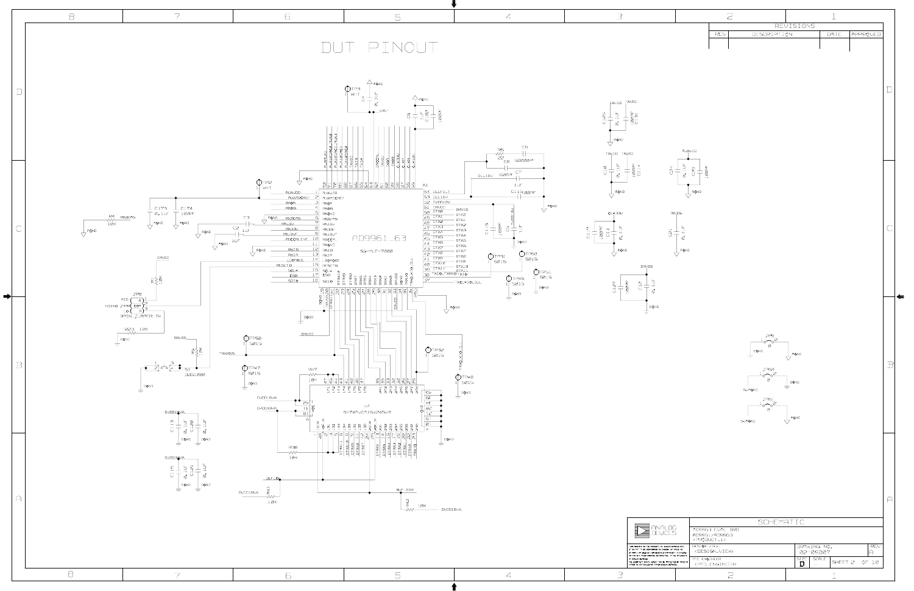# DUT PINOUT

| REVISIONS | | | |
|---|---|---|---|
| REV | DESCRIPTION | DATE | APPROVED |

| SCHEMATIC | |
|---|---|
| AD9963 EVAL BRD | |
| AD9961/AD9963 | |
| <PRODUCT_ID> | |
| DESIGN VIEW | DRAWING NO. |
| <DESIGN_VIEW> | 02-05007 |
| PCB ENGINEER | REV |
| <PCB_ENGINEER> | A |
| SIZE | D |
| SHEET | 2 OF 10 |

ANALOG DEVICES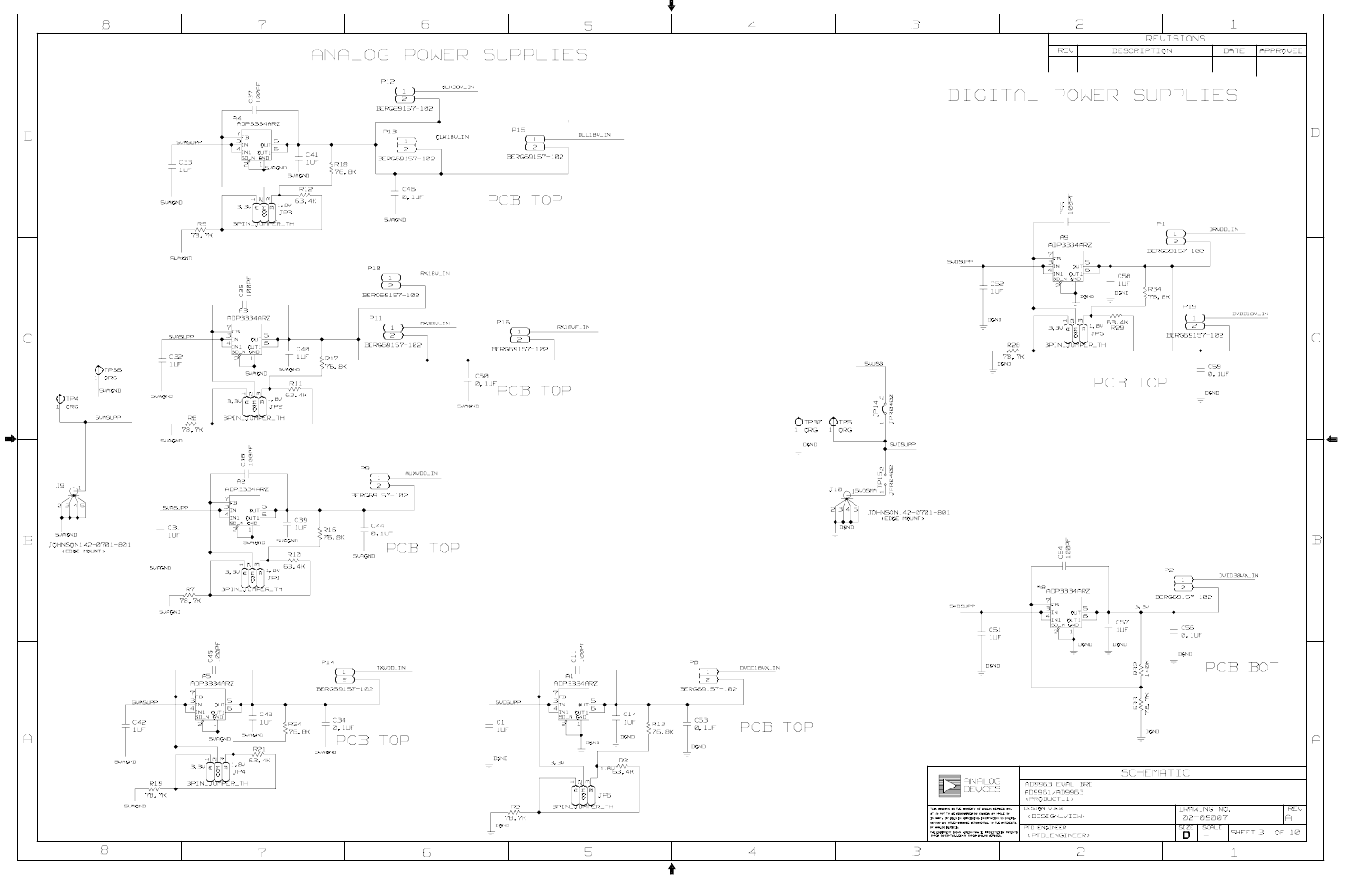# ANALOG POWER SUPPLIES

# DIGITAL POWER SUPPLIES

## REVISIONS

| REV | DESCRIPTION | DATE | APPROVED |
| --- | --- | --- | --- |
| | | | |

PCB TOP

PCB TOP

PCB TOP

PCB TOP

PCB TOP

PCB TOP

PCB BOT

U4 ADP3334ARZ — C33 1UF, C37 100PF, C41 1UF, R18 76.8K, R12 63.4K, R9 78.7K, JP3 3PIN_JUMPER_TH, 3.3V, 1.8V, P12 BERG69157-102 CLK33V_IN, P13 BERG69157-102 CLK18V_IN, P15 BERG69157-102 DLL18V_IN, C45 0.1UF, 5VASUPP, 5VAGND

U3 ADP3334ARZ — C32 1UF, C35 100PF, C40 1UF, R17 76.8K, R11 63.4K, R8 78.7K, JP2 3PIN_JUMPER_TH, P10 BERG69157-102 RX18V_IN, P11 BERG69157-102 RX33V_IN, P16 BERG69157-102 RX18VF_IN, C50 0.1UF

U2 ADP3334ARZ — C31 1UF, C36 100PF, C39 1UF, R15 76.8K, R10 63.4K, R7 78.7K, JP1 3PIN_JUMPER_TH, P9 BERG69157-102 AUXVDD_IN, C44 0.1UF

U5 ADP3334ARZ — C42 1UF, C43 100PF, C48 1UF, R24 76.8K, R21 63.4K, R19 78.7K, JP4 3PIN_JUMPER_TH, P14 BERG69157-102 TXVDD_IN, C34 0.1UF

U1 ADP3334ARZ — C1 1UF, C11 100PF, C14 1UF, R13 76.8K, R3 63.4K, R2 78.7K, JP5 3PIN_JUMPER_TH, P8 BERG69157-102 DVDDIOVX_IN, C53 0.1UF, DGND

TP36 ORG, TP4 ORG, J9 JOHNSON142-0701-801 (EDGE MOUNT), 5VASUPP, 5VAGND

TP37 ORG, TP5 ORG, JP14 JP4BAN2, JP13 JP4BAN2, J10 JOHNSON142-0701-801 (EDGE MOUNT), 5VDSUPP, 5VSUB, DGND

U9 ADP3334ARZ — C52 1UF, C55 100PF, C58 1UF, R34 76.8K, R29 63.4K, R28 78.7K, JP6 3PIN_JUMPER_TH, P1 BERG69157-102 DRVDD_IN, P16 BERG69157-102 DVDD18V_IN, C59 0.1UF

U8 ADP3334ARZ — C51 1UF, C54 100PF, C57 1UF, R32 140K, R33 78.7K, 3.3V, P2 BERG69157-102 DVDD33VX_IN, C56 0.1UF

## SCHEMATIC

ANALOG DEVICES

AD9963 EVAL BRD
AD9961/AD9963
(PRODUCT_ID)

DESIGN VIEW
(DESIGN_VIEW)

PCB ENGINEER
(PCB_ENGINEER)

DRAWING NO. 02-05027 | REV A

SIZE D | SCALE - | SHEET 3 OF 10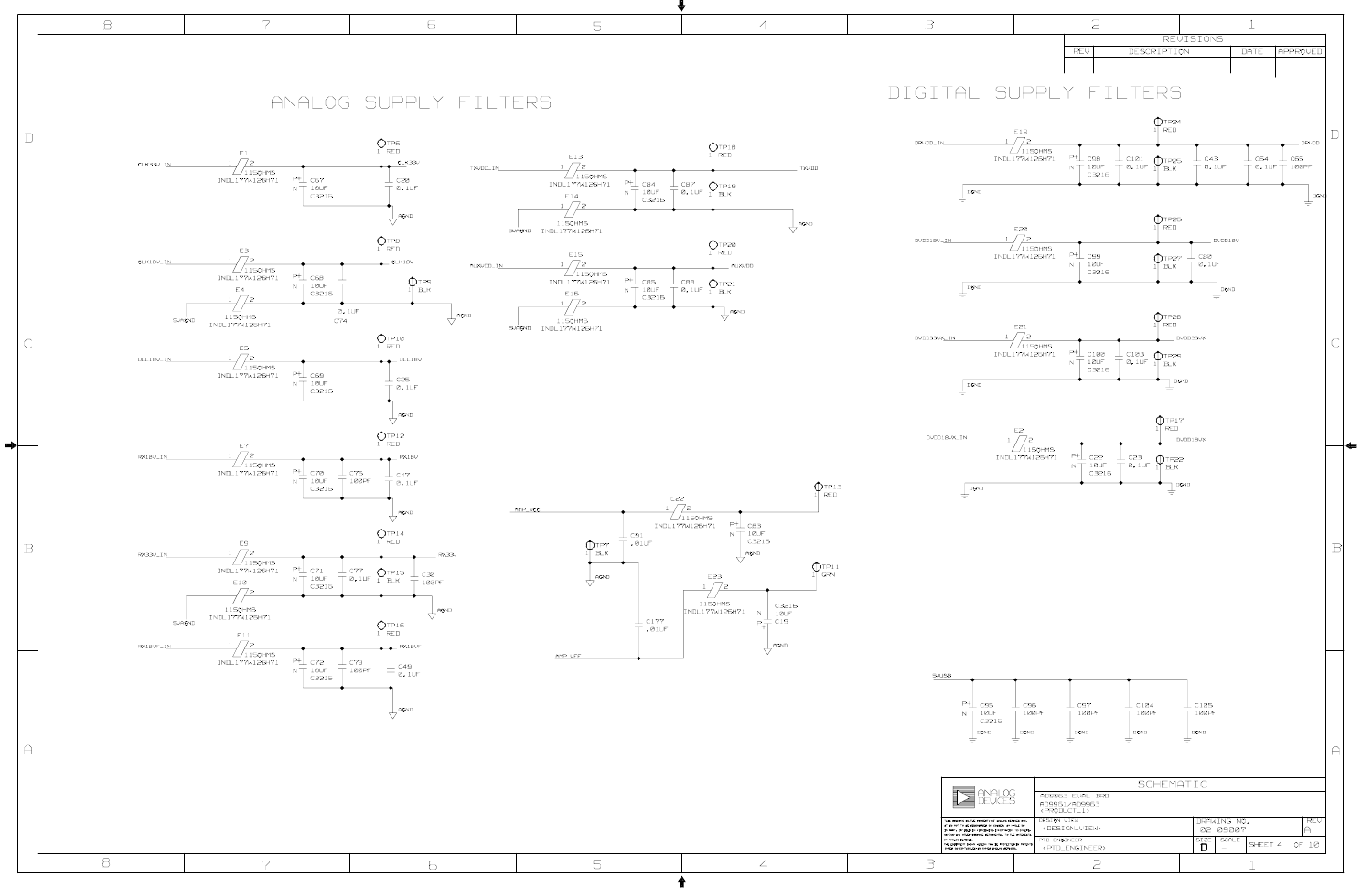# ANALOG SUPPLY FILTERS

E1 INDL177X126H71 115OHMS — CLK33V_IN → CLK33V; C67 10UF C3216; C20 0.1UF; TP6 RED; AGND

E3 INDL177X126H71 115OHMS — CLK18V_IN → CLK18V; C68 10UF C3216; C74 0.1UF; TP8 RED; TP5 BLK; E4 115OHMS INDL177X126H71 SWAGND; AGND

E5 INDL177X126H71 115OHMS — DLL18V_IN → DLL18V; C69 10UF C3216; C25 0.1UF; TP10 RED; AGND

E7 INDL177X126H71 115OHMS — RX18V_IN → RX18V; C70 10UF C3216; C75 100PF; C47 0.1UF; TP12 RED; AGND

E9 INDL177X126H71 115OHMS — RX33V_IN → RX33V; C71 10UF C3216; C77 0.1UF; C32 100PF; TP14 RED; TP15 BLK; E10 115OHMS INDL177X126H71 SWAGND; AGND

E11 INDL177X126H71 115OHMS — RX18VF_IN → RX18VF; C72 10UF C3216; C78 100PF; C49 0.1UF; TP16 RED; AGND

E13 INDL177X126H71 115OHMS — TXVDD_IN → TXVDD; C84 10UF C3216; C87 0.1UF; TP18 RED; TP19 BLK; E14 115OHMS INDL177X126H71 SWAGND; AGND

E15 INDL177X126H71 115OHMS — AUXVDD_IN → AUXVDD; C85 10UF C3216; C88 0.1UF; TP20 RED; TP21 BLK; E16 115OHMS INDL177X126H71 SWAGND; AGND

E22 INDL177X126H71 115OHMS — AMP_VCC; C91 .01UF; C83 10UF C3216; TP13 RED; TP17 BLK; AGND

E23 INDL177X126H71 115OHMS — AMP_VEE; C177 .01UF; C19 10UF C3216; TP11 GRN; AGND

# DIGITAL SUPPLY FILTERS

E19 INDL177X126H71 115OHMS — DRVDD_IN → DRVDD; C98 10UF C3216; C121 0.1UF; C43 0.1UF; C64 0.1UF; C65 100PF; TP24 RED; TP25 BLK; DGND

E20 INDL177X126H71 115OHMS — DVDD18V_IN → DVDD18V; C99 10UF C3216; C80 0.1UF; TP26 RED; TP27 BLK; DGND

E21 INDL177X126H71 115OHMS — DVDD33VK_IN → DVDD33VK; C100 10UF C3216; C123 0.1UF; TP28 RED; TP9 BLK; DGND

E2 INDL177X126H71 115OHMS — DVDD18VK_IN → DVDD18VK; C22 10UF C3216; C23 0.1UF; TP17 RED; TP22 BLK; DGND

SVUSB — C95 10UF C3216; C96 100PF; C97 100PF; C124 100PF; C125 100PF; DGND

| SCHEMATIC | |
|---|---|
| AD9863 EVAL BRD | |
| AD9861/AD9863 | |
| <PRODUCT_ID> | |
| DESIGN VIEW <DESIGN_VIEW> | DRAWING NO. 02-05007 — REV A |
| PCB ENGINEER <PCB_ENGINEER> | SIZE D — SCALE - — SHEET 4 OF 10 |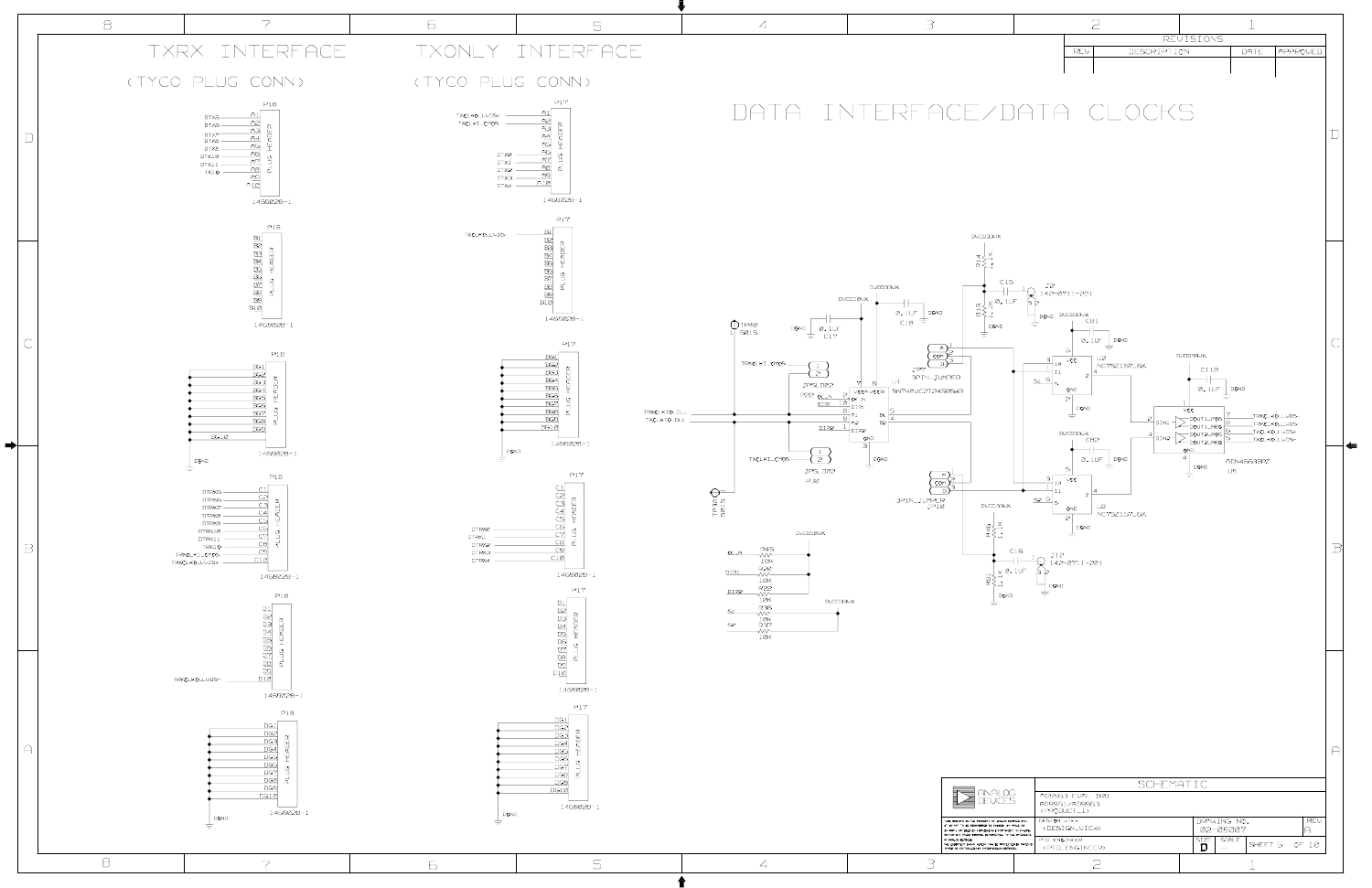# DATA INTERFACE/DATA CLOCKS

## TXRX INTERFACE

(TYCO PLUG CONN)

**P18 (1469028-1) — PLUG HEADER**

| Pin | Signal |
|---|---|
| A1 | DTX5 |
| A2 | DTX6 |
| A3 | DTX7 |
| A4 | DTX8 |
| A5 | DTX9 |
| A6 | DTX10 |
| A7 | DTX11 |
| A8 | TXL0 |
| A9 | |
| A10 | |

| Pin | Signal |
|---|---|
| B1–B10 | |

| Pin | Signal |
|---|---|
| DG1–DG10 | DGND |

| Pin | Signal |
|---|---|
| C1 | DTRX5 |
| C2 | DTRX6 |
| C3 | DTRX7 |
| C4 | DTRX8 |
| C5 | DTRX9 |
| C6 | DTRX10 |
| C7 | DTRX11 |
| C8 | TRXL0 |
| C9 | TRXCLK1_CMOS |
| C10 | TRXCLK0_LVDS+ |

| Pin | Signal |
|---|---|
| D1–D9 | |
| D10 | TRXCLK0_LVDS- |

| Pin | Signal |
|---|---|
| DG1–DG10 | DGND |

## TXONLY INTERFACE

(TYCO PLUG CONN)

**P17 (1469028-1) — PLUG HEADER**

| Pin | Signal |
|---|---|
| A1 | TXCLK0_LVDS+ |
| A2 | TXCLK1_CMOS |
| A3–A7 | |
| A8 | DTX0 |
| A9 | DTX1 |
| A10 | DTX2 |
| A11 | DTX3 |
| C10 | DTX4 |

| Pin | Signal |
|---|---|
| B1 | TXCLK0_LVDS- |
| B2–B10 | |

| Pin | Signal |
|---|---|
| DG1–DG10 | DGND |

| Pin | Signal |
|---|---|
| C6 | DTRX0 |
| C7 | DTRX1 |
| C8 | DTRX2 |
| C9 | DTRX3 |
| C10 | DTRX4 |

| Pin | Signal |
|---|---|
| D1–D10 | |

| Pin | Signal |
|---|---|
| DG1–DG10 | DGND |

## Clock Circuit

- TP20 (5015), TP10 (5015)
- TXCLK0_DLL, TXCLK1_CMOS, TRXCLK1_CMOS
- JP5 (LD2), JP3 (LD2), P32, P22
- U1: SN74AVC2T245RSW2 (VCCA DVDD18VX, VCCB DVDD33VX), pins DIR1, DIR2, A1, A2, B1, B2, OE_N, GND
- C17 0.1UF, C18 0.1UF
- JP9 3PIN_JUMPER, JP10 3PIN_JUMPER (COM)
- R14 1.1K, R15 1.1K, C15 0.1UF, J2 142-0711-201
- R18 1.1K, R21 1.1K, C16 0.1UF, J12 142-0711-201
- U2 NC7SZ157L6X, C81 0.1UF (DVDD33VX)
- U8 NC7SZ157L6X, C82 0.1UF (DVDD33VX)
- U9 ADN4663PZ, C110 0.1UF (DVDD33VX): DIN1, DIN2, DOUT1_POS, DOUT1_NEG, DOUT2_POS, DOUT2_NEG → TRXCLK0_LVDS+, TRXCLK0_LVDS-, TXCLK0_LVDS+, TXCLK0_LVDS-
- Pull-ups: R45 10K (OE_N), R90 10K (DIR1), R22 10K (DIR2) to DVDD18VX; R35 10K (S1), R37 10K (S2) to DVDD33VX

## SCHEMATIC

ANALOG DEVICES

AD9963 EVAL BRD
AD9961/AD9963
(PRODUCT_1)

DESIGN VIEW: (DESIGN_VIEW)
PCB ENGINEER: (PCB_ENGINEER)

DRAWING NO. 02-25027 REV A
SIZE D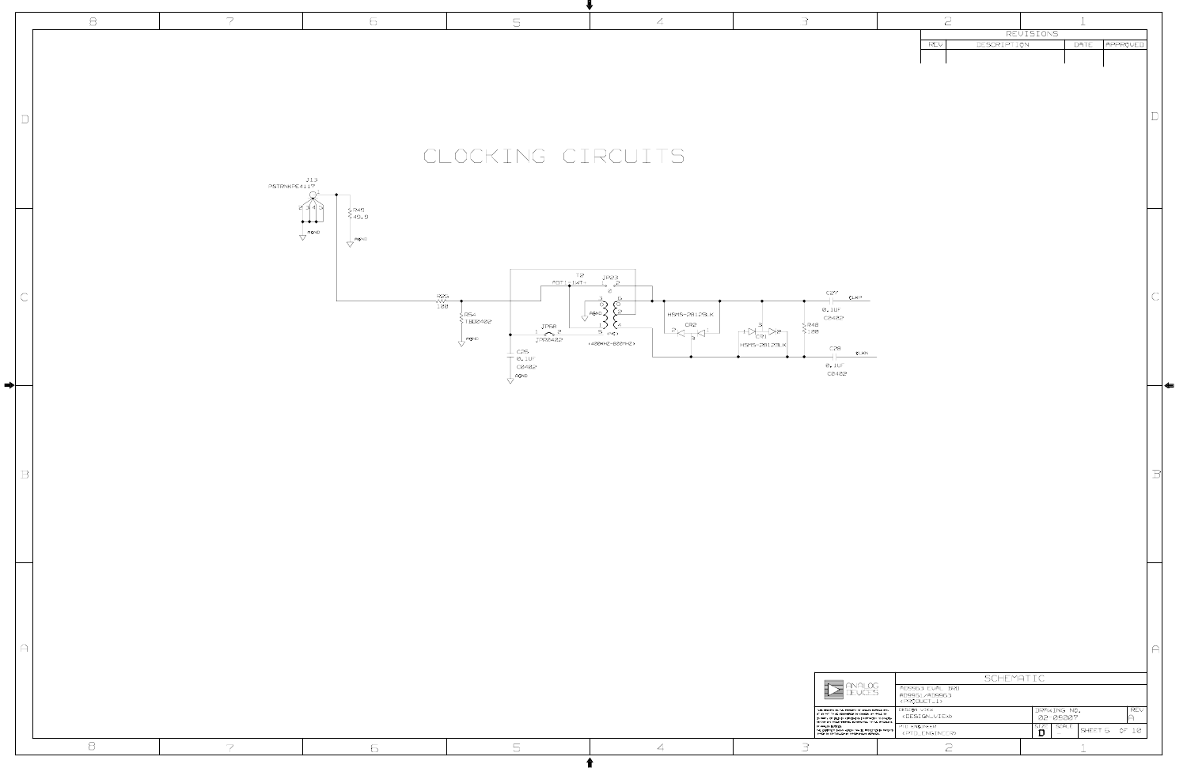# CLOCKING CIRCUITS

J13
PSTRNKPE4117

R45
49.9

AGND

R25
100

R54
TBD0402

AGND

T2
ADT1-1WT

JP23

AGND

JP58
1 2
JP0402

(400KHZ-800MHZ)

C25
0.1UF
C0402

AGND

HSMS-2812BLK
CR2

CR1
HSMS-2812BLK

R48
100

C27
0.1UF
C0402

CLKP

C28
0.1UF
C0402

CLKN

| REVISIONS | | | |
|---|---|---|---|
| REV | DESCRIPTION | DATE | APPROVED |
| | | | |

ANALOG DEVICES

SCHEMATIC

AD9963 EVAL BRD
AD9961/AD9963
<PRODUCT_ID>

DESIGN VIEW
<DESIGN_VIEW>

PTD ENGINEER
<PTD_ENGINEER>

DRAWING NO.
02-05007

REV
A

SIZE
D

SCALE
-

SHEET 6 OF 10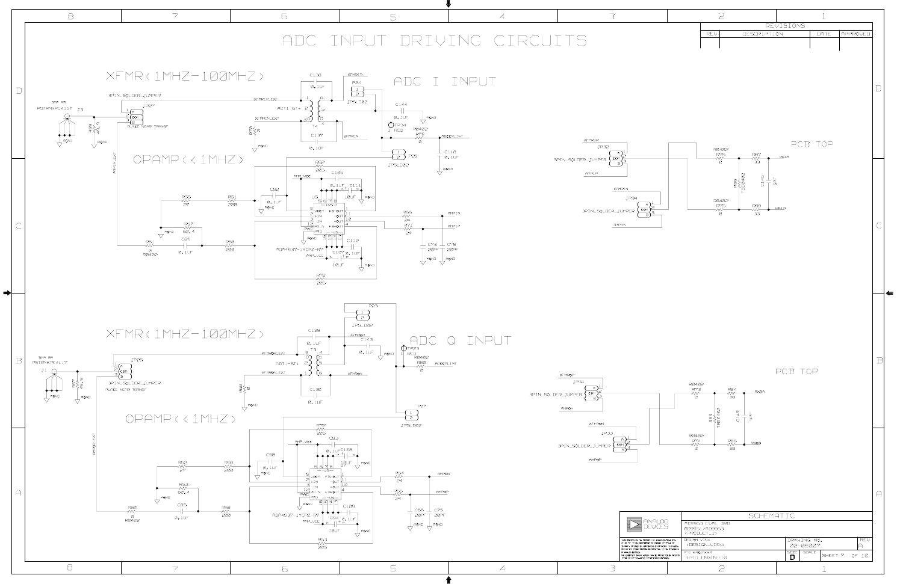# ADC INPUT DRIVING CIRCUITS

## XFMR(1MHZ-100MHZ)

## ADC I INPUT

## OPAMP(<1MHZ)

PCB TOP

## XFMR(1MHZ-100MHZ)

## ADC Q INPUT

## OPAMP(<1MHZ)

PCB TOP

J3: SMA RA PSTRNKPE4117
J1: SMA RA PSTRNKPE4117

JP27, JP25: 3PIN_SOLDER_JUMPER — PLACE NEAR TRANSF

T4, T3: ADT1-6T+

U5, U6: ADA4937-1YCPZ-R7

JP32, JP34, JP31, JP33: 3PIN_SOLDER_JUMPER

P24, P26, P23, P27: JPSLD02

TP34, TP23: RED

| REVISIONS | | | |
|---|---|---|---|
| REV | DESCRIPTION | DATE | APPROVED |

| | |
|---|---|
| ANALOG DEVICES | SCHEMATIC |
| | AD9963 EVAL BRD |
| | AD9961/AD9963 |
| | <PRODUCT_1> |
| DESIGN VIEW | <DESIGN_VIEW> |
| PTD ENGINEER | <PTD_ENGINEER> |
| DRAWING NO. | 02-05027 |
| REV | A |
| SIZE | D |
| SCALE | - |
| SHEET | 7 OF 10 |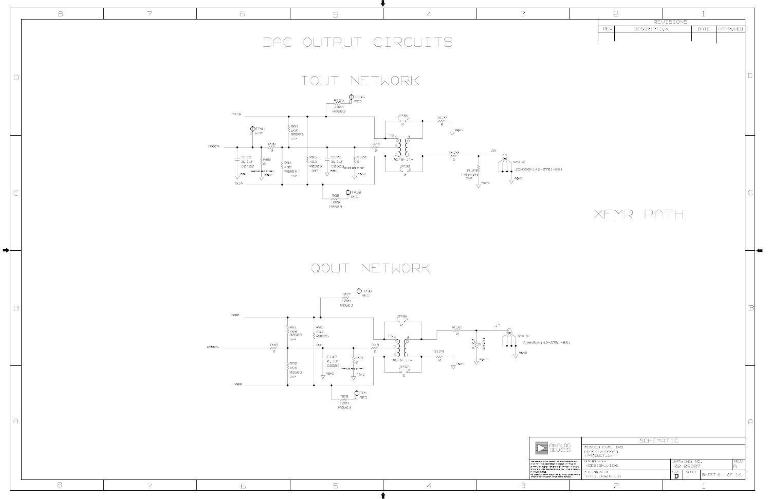# DAC OUTPUT CIRCUITS

## IOUT NETWORK

TXIB

TP41 WHT

R123 100K R0603 — TP35 RED

R93 200 R0603 DNP

DACCML — R39 0

C148 0.1UF C0402 — AGND

R90 0 — AGND

R94 200 R0603 DNP

R95 453 R0805 DNP

C175 0.1UF C0603 — AGND

R100 0 — AGND

R44 0

T6 ADT9-1T+

JP35 0

R127 0 — AGND

JP30 0

R122 0

J8 SMA ST JOHNSON142-0701-851 — AGND

R125 TBD0603 DNP — AGND

TXIA

R8 100K R0603 — TP39 RED

XFMR PATH

## QOUT NETWORK

TXQA

R97 100K R0603 — TP38 RED

R91 499 R0603 DNP

R95 453 R0805 DNP

DACCML — R40 0

C147 0.1UF C0603 — AGND

R99 0 — AGND

R92 499 R0603 DNP

R43 0

T5 ADT9-1T+

JP36 0

JP37 0

R121 0

R129 0 — AGND

R102 0 R0603 — AGND

J7 SMA ST JOHNSON142-0701-851 — AGND

TXQB

R89 100K R0603 — TP1 RED

| REVISIONS | | | |
|---|---|---|---|
| REV | DESCRIPTION | DATE | APPROVED |

| ANALOG DEVICES | SCHEMATIC | | |
|---|---|---|---|
| | AD9963 EVAL BRD AD9961/AD9963 <PRODUCT_ID> | | |
| DESIGN VIEW <DESIGN_VIEW> | DRAWING NO. 02-05027 | | REV A |
| PTD ENGINEER <PTD_ENGINEER> | SIZE D | SCALE - | SHEET 8 OF 10 |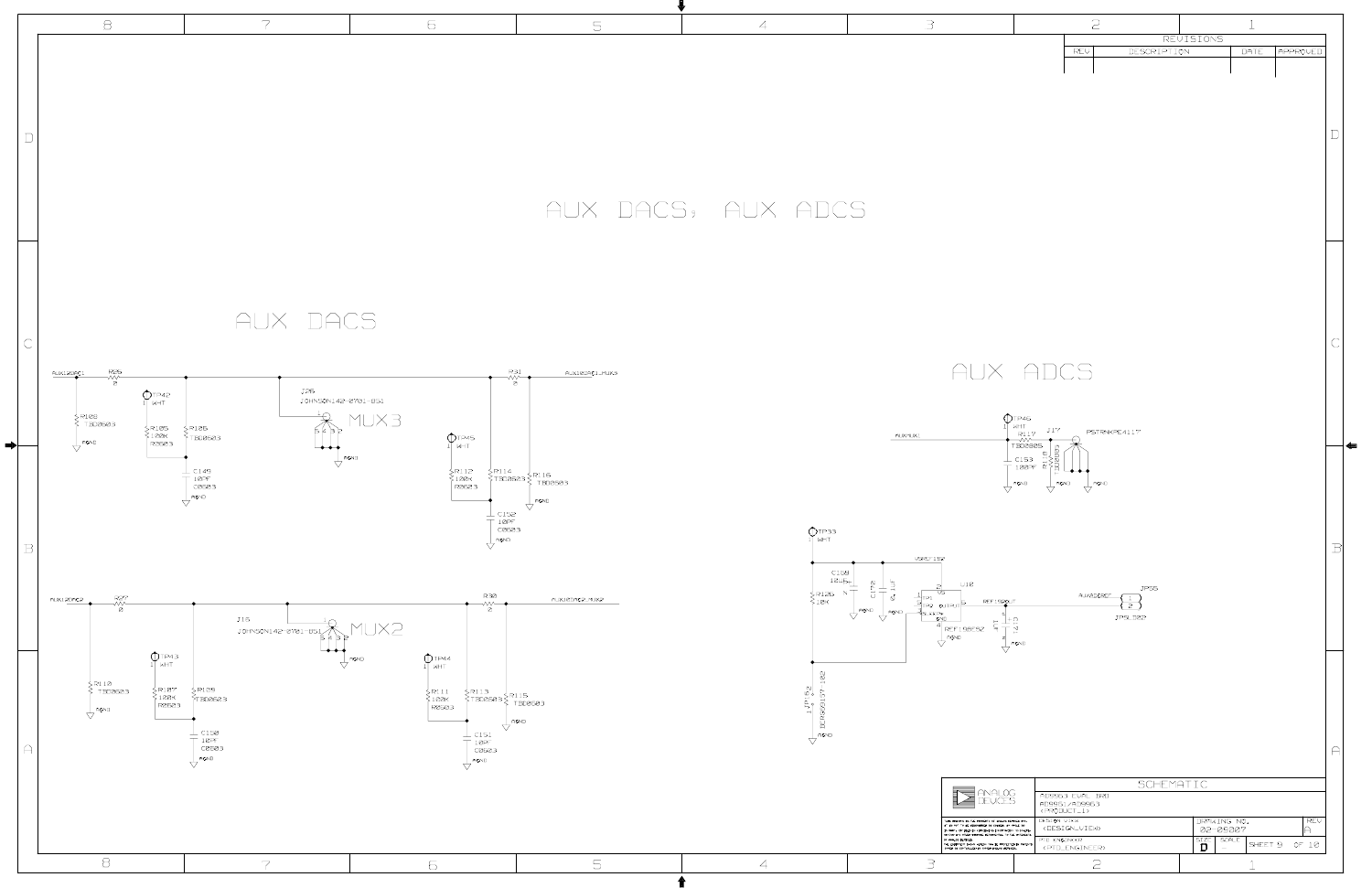# AUX DACS, AUX ADCS

## AUX DACS

AUX12DAC1 — R29 0 — AUX12DAC1_MUX3

R108 TBD0603 — AGND

TP42 1 WHT

R105 100K R0603

R106 TBD0603

C149 10PF C0603 — AGND

J26 JOHNSON142-0701-851 — MUX3

TP45 1 WHT

R112 100K R0603

R114 TBD0603

R116 TBD0603 — AGND

C152 10PF C0603 — AGND

R31 0

AUX12DAC2 — R27 0 — R30 0 — AUX12DAC2_MUX2

R110 TBD0603 — AGND

TP43 1 WHT

R107 100K R0603

R109 TBD0603

C150 10PF C0603 — AGND

J15 JOHNSON142-0701-851 — MUX2

TP44 1 WHT

R111 100K R0603

R113 TBD0603

R115 TBD0603 — AGND

C151 10PF C0603 — AGND

## AUX ADCS

AUXADC — R117 TBD0805 — J17 PSTRNKPE4117

TP46 1 WHT

C153 100PF — AGND

R118 TBD0805 — AGND

TP33 1 WHT

VREF10V

C169 10UF — AGND

C172 0.1UF — AGND

R126 10K

U12 REF198ESZ (VS, OUTPUT, GND) — AGND

REF198OUT — AUXADCREF — JP56 JPSL202

C171 0.1UF — AGND

JP52 BERG69157-102

| | |
|---|---|
| SCHEMATIC | |
| AD9963 EVAL BRD, AD9961/AD9963, <PRODUCT_ID> | |
| DESIGN VIEW <DESIGN_VIEW> | DRAWING NO. 02-05007, REV A |
| PTD ENGINEER <PTD_ENGINEER> | SIZE D, SCALE -, SHEET 9 OF 10 |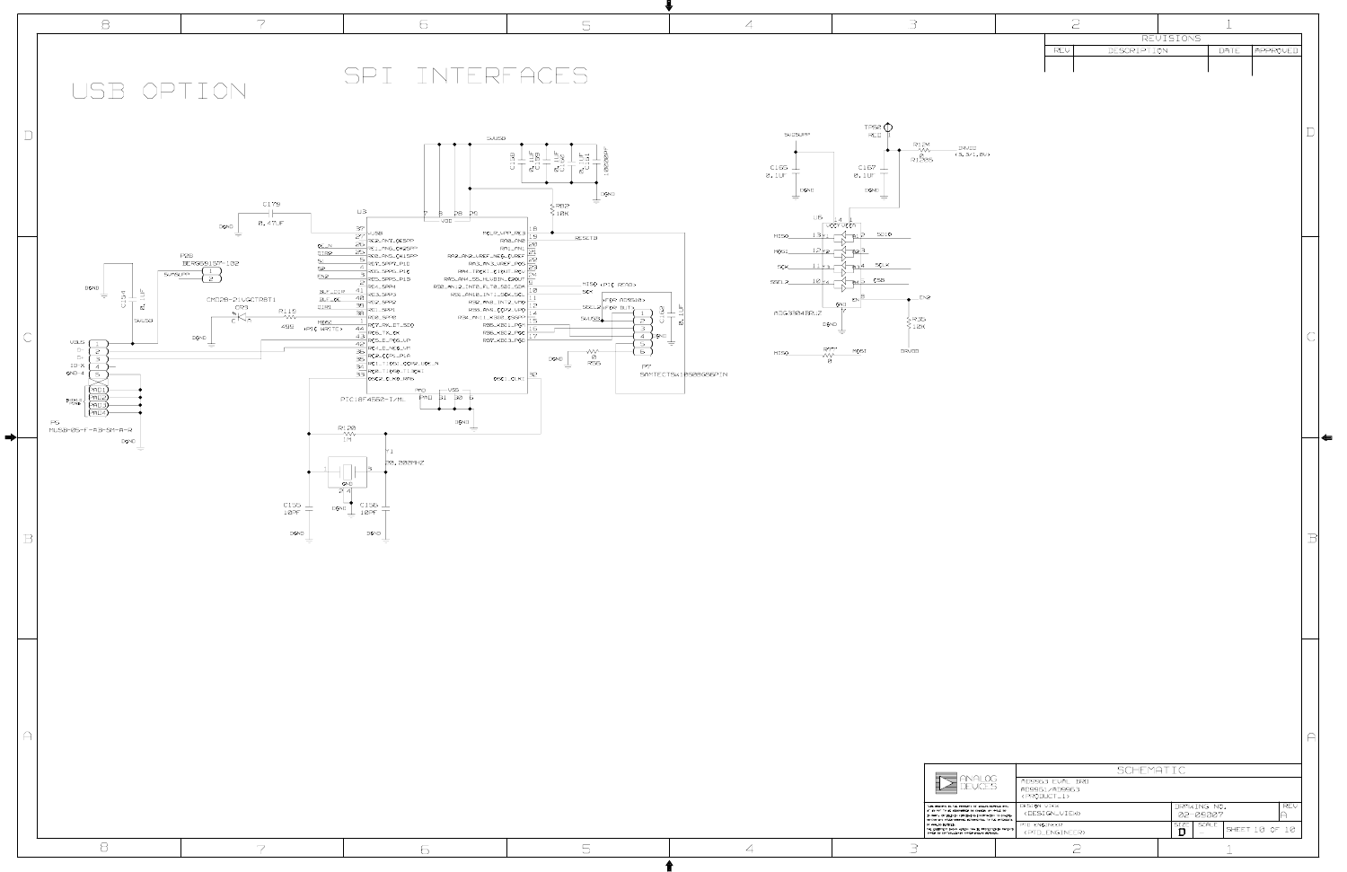# USB OPTION

# SPI INTERFACES

REVISIONS

| REV | DESCRIPTION | DATE | APPROVED |
| --- | --- | --- | --- |
| | | | |

5VUSB

C130 0.1UF, C109 0.1UF, C108 0.1UF, C110 10000PF

DGND

R82 10K

C179 0.47UF

DGND

U3

VUSB
RA2_AN1_OESPP
RC1_AN1_CK2SPP
RA5_AN3_CK1SPP
RD7_SPP7_P1D
RD6_SPP6_P1C
RD5_SPP5_P1B
RD4_SPP4
RD3_SPP3
RD2_SPP2
RD1_SPP1
RD0_SPP0
RC7_RX_DT_SDO
RC6_TX_CK
RC5_D+_VP
RC4_D-_VM
RC2_CCP1_P1A
RC1_T1OSI_CCP2_UOE_N
RC0_T1OSO_T13CKI
OSC2_CLKO_RA6

MCLR_VPP_RE3
RA0_AN0
RA1_AN1
RA2_AN2_VREF-_CVREF
RA3_AN3_VREF+
RA4_T0CKI_C1OUT_RCV
RB0_AN12_INT0_FLT0_SDI_SDA
RB1_AN10_INT1_SCK_SCL
RB2_AN8_INT2_VMO
RB3_AN9_CCP2_VPO
RB4_AN11_KBI0_CSSPP
RB5_KBI1_PGM
RB6_KBI2_PGC
RB7_KBI3_PGD
OSC1_CLKI

VDD, VSS

PIC18F4550-I/ML

RESETB

MISO (PIC READ)
SCK
SSEL2
5VUSB

(FOR AD9510)
(FOR OUT)

C180 0.1UF

P7 SAMTECTSW10608GS6PIN

R56 0

DGND

P28 BERG69157-102

5VSUPP

C134 0.1UF

5VUSB

DGND

CMD28-21VGCTR8T1

CR3

R115 499

MOSI (PIC WRITE)

DGND

VBUS, D-, D+, ID-X, GND-4

PAD1, PAD2, PAD3, PAD4

P6 MUSB05-F-AB-SM-A-R

DGND

R120 1M

Y1 20.000MHZ

C155 10PF, C156 10PF

DGND

5VSUPP

C165 0.1UF

DGND

TP52 RED

C167 0.1UF

DGND

R17M R1205

DRVDD (3.3/1.8V)

U5

VCCA, VCCB

MISO, MOSI, SCK, SSEL2

SDIO, SCLK, CSB

GND

EN

EN2

R30 10K

DRVDD

ADG3304BRUZ

DGND

MISO R??? 0 MOSI

| SCHEMATIC | | |
| --- | --- | --- |
| AD9963 EVAL BRD AD9951/AD9963 <PRODUCT_ID> | | |
| DESIGN VIEW <DESIGN_VIEW> | DRAWING NO. 02-05007 | REV A |
| PTD ENGINEER <PTD_ENGINEER> | SIZE D | SCALE - | SHEET 10 OF 10 |